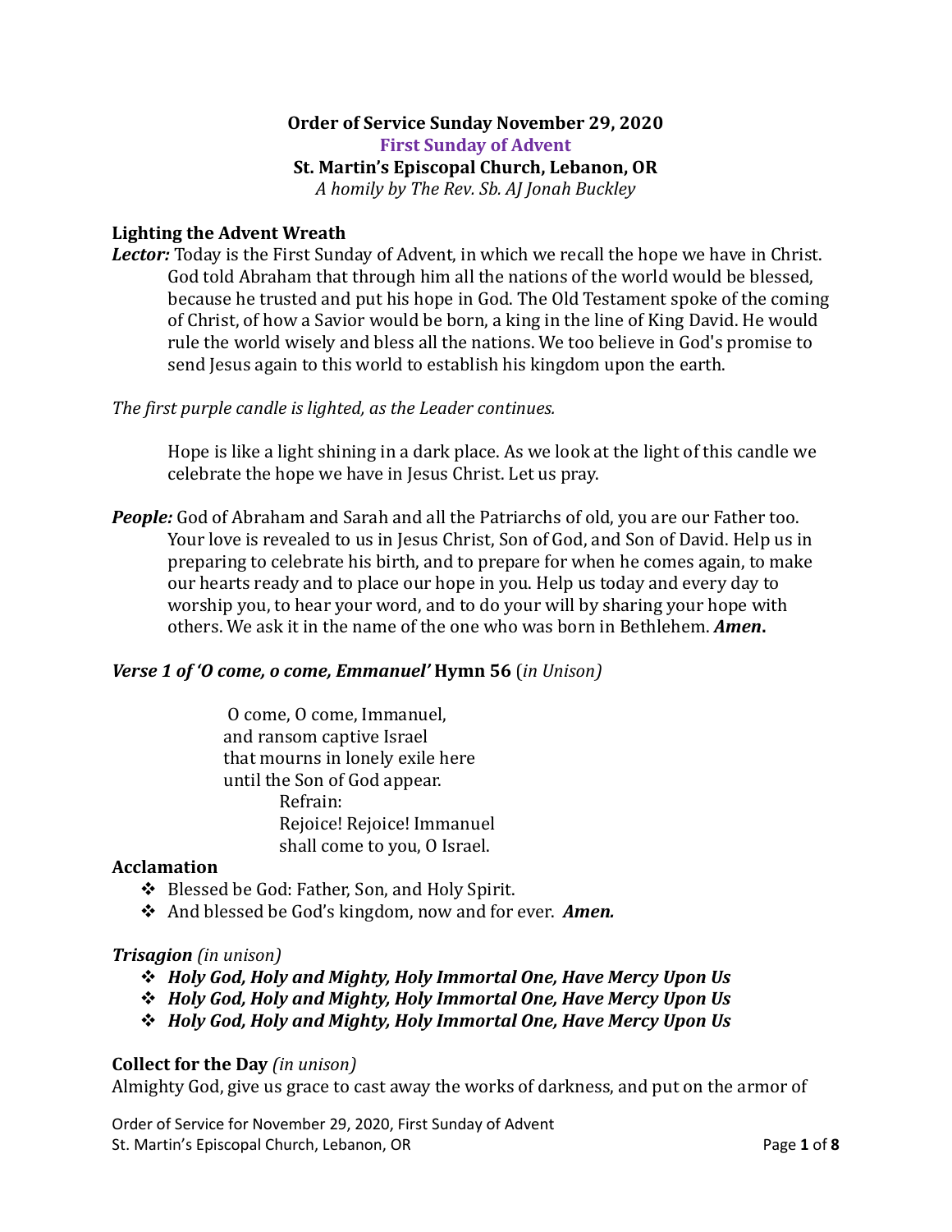**Order of Service Sunday November 29, 2020**

**First Sunday of Advent**

**St. Martin's Episcopal Church, Lebanon, OR**

*A homily by The Rev. Sb. AJ Jonah Buckley*

### Lighting the Advent Wreath

***Lector:*** Today is the First Sunday of Advent, in which we recall the hope we have in Christ. God told Abraham that through him all the nations of the world would be blessed, because he trusted and put his hope in God. The Old Testament spoke of the coming of Christ, of how a Savior would be born, a king in the line of King David. He would rule the world wisely and bless all the nations. We too believe in God's promise to send Jesus again to this world to establish his kingdom upon the earth.

*The first purple candle is lighted, as the Leader continues.*

Hope is like a light shining in a dark place. As we look at the light of this candle we celebrate the hope we have in Jesus Christ. Let us pray.

***People:*** God of Abraham and Sarah and all the Patriarchs of old, you are our Father too. Your love is revealed to us in Jesus Christ, Son of God, and Son of David. Help us in preparing to celebrate his birth, and to prepare for when he comes again, to make our hearts ready and to place our hope in you. Help us today and every day to worship you, to hear your word, and to do your will by sharing your hope with others. We ask it in the name of the one who was born in Bethlehem. ***Amen*.**

### *Verse 1 of 'O come, o come, Emmanuel'* Hymn 56 (*in Unison*)

O come, O come, Immanuel,
and ransom captive Israel
that mourns in lonely exile here
until the Son of God appear.
Refrain:
Rejoice! Rejoice! Immanuel
shall come to you, O Israel.

### Acclamation

- Blessed be God: Father, Son, and Holy Spirit.
- And blessed be God's kingdom, now and for ever. ***Amen.***

### *Trisagion* *(in unison)*

- ***Holy God, Holy and Mighty, Holy Immortal One, Have Mercy Upon Us***
- ***Holy God, Holy and Mighty, Holy Immortal One, Have Mercy Upon Us***
- ***Holy God, Holy and Mighty, Holy Immortal One, Have Mercy Upon Us***

### Collect for the Day *(in unison)*

Almighty God, give us grace to cast away the works of darkness, and put on the armor of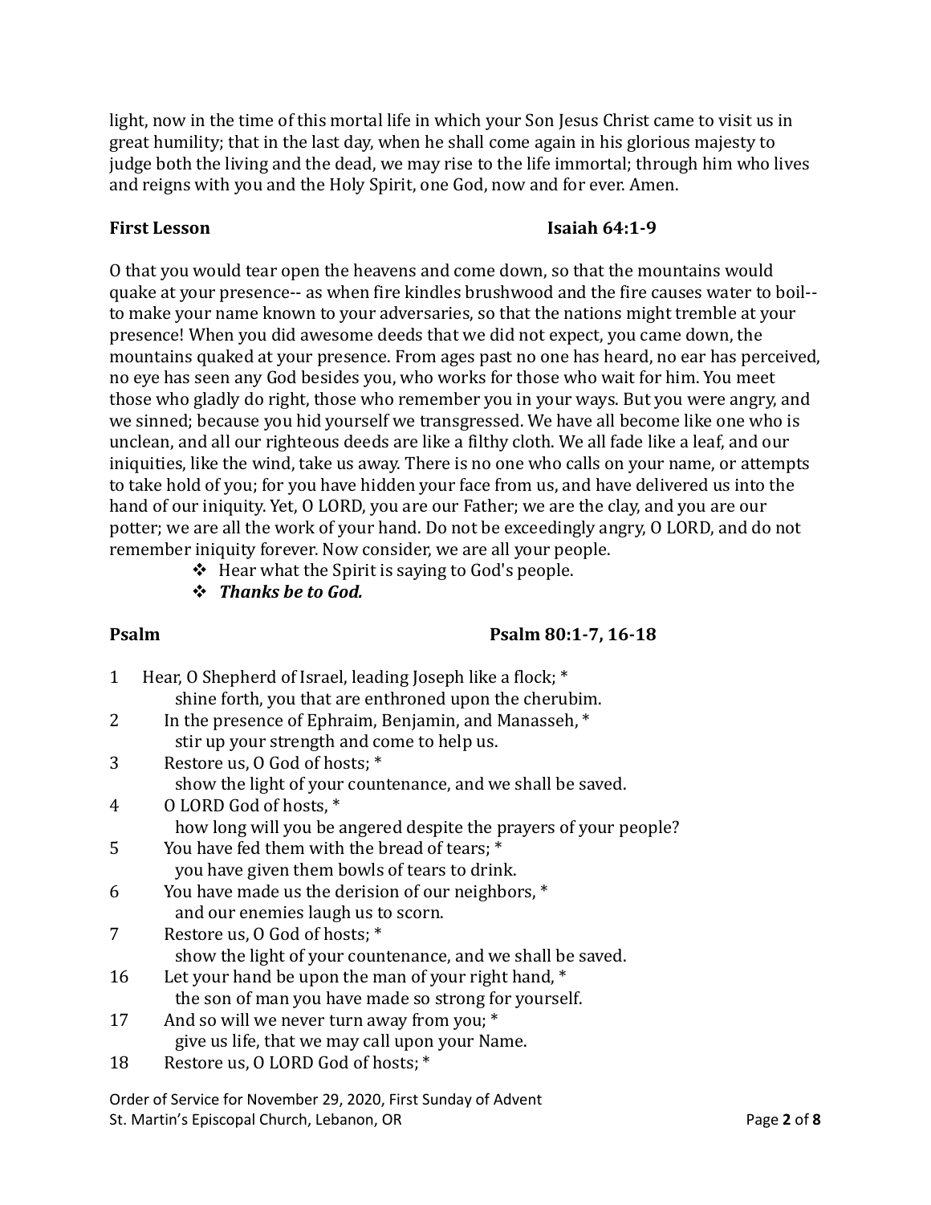light, now in the time of this mortal life in which your Son Jesus Christ came to visit us in great humility; that in the last day, when he shall come again in his glorious majesty to judge both the living and the dead, we may rise to the life immortal; through him who lives and reigns with you and the Holy Spirit, one God, now and for ever. Amen.

**First Lesson** **Isaiah 64:1-9**

O that you would tear open the heavens and come down, so that the mountains would quake at your presence-- as when fire kindles brushwood and the fire causes water to boil-- to make your name known to your adversaries, so that the nations might tremble at your presence! When you did awesome deeds that we did not expect, you came down, the mountains quaked at your presence. From ages past no one has heard, no ear has perceived, no eye has seen any God besides you, who works for those who wait for him. You meet those who gladly do right, those who remember you in your ways. But you were angry, and we sinned; because you hid yourself we transgressed. We have all become like one who is unclean, and all our righteous deeds are like a filthy cloth. We all fade like a leaf, and our iniquities, like the wind, take us away. There is no one who calls on your name, or attempts to take hold of you; for you have hidden your face from us, and have delivered us into the hand of our iniquity. Yet, O LORD, you are our Father; we are the clay, and you are our potter; we are all the work of your hand. Do not be exceedingly angry, O LORD, and do not remember iniquity forever. Now consider, we are all your people.

- ❖ Hear what the Spirit is saying to God's people.
- ❖ ***Thanks be to God.***

**Psalm** **Psalm 80:1-7, 16-18**

1 Hear, O Shepherd of Israel, leading Joseph like a flock; *
shine forth, you that are enthroned upon the cherubim.
2 In the presence of Ephraim, Benjamin, and Manasseh, *
stir up your strength and come to help us.
3 Restore us, O God of hosts; *
show the light of your countenance, and we shall be saved.
4 O LORD God of hosts, *
how long will you be angered despite the prayers of your people?
5 You have fed them with the bread of tears; *
you have given them bowls of tears to drink.
6 You have made us the derision of our neighbors, *
and our enemies laugh us to scorn.
7 Restore us, O God of hosts; *
show the light of your countenance, and we shall be saved.
16 Let your hand be upon the man of your right hand, *
the son of man you have made so strong for yourself.
17 And so will we never turn away from you; *
give us life, that we may call upon your Name.
18 Restore us, O LORD God of hosts; *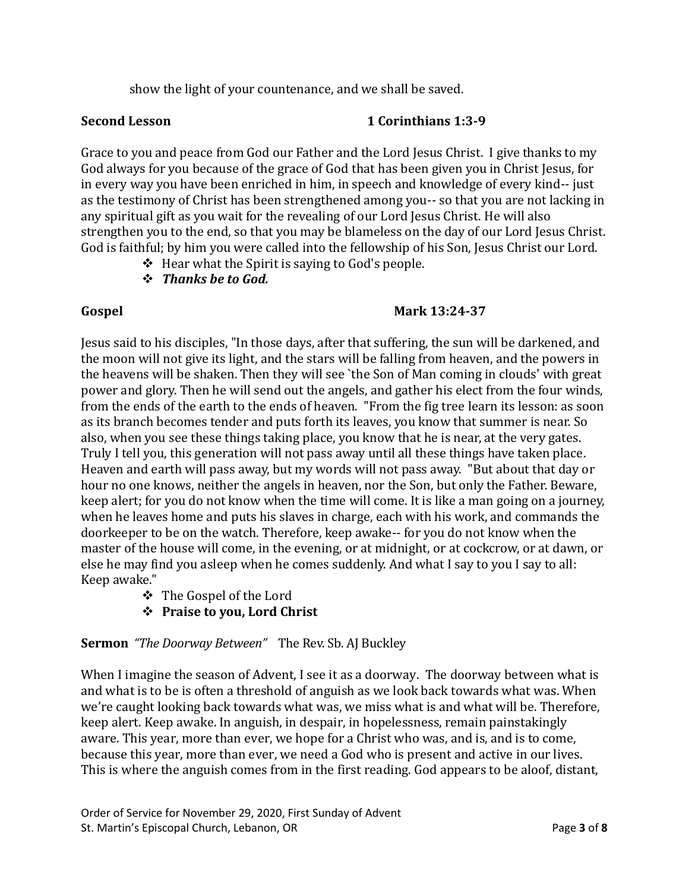show the light of your countenance, and we shall be saved.

**Second Lesson** **1 Corinthians 1:3-9**

Grace to you and peace from God our Father and the Lord Jesus Christ. I give thanks to my God always for you because of the grace of God that has been given you in Christ Jesus, for in every way you have been enriched in him, in speech and knowledge of every kind-- just as the testimony of Christ has been strengthened among you-- so that you are not lacking in any spiritual gift as you wait for the revealing of our Lord Jesus Christ. He will also strengthen you to the end, so that you may be blameless on the day of our Lord Jesus Christ. God is faithful; by him you were called into the fellowship of his Son, Jesus Christ our Lord.

- Hear what the Spirit is saying to God's people.
- ***Thanks be to God.***

**Gospel** **Mark 13:24-37**

Jesus said to his disciples, "In those days, after that suffering, the sun will be darkened, and the moon will not give its light, and the stars will be falling from heaven, and the powers in the heavens will be shaken. Then they will see `the Son of Man coming in clouds' with great power and glory. Then he will send out the angels, and gather his elect from the four winds, from the ends of the earth to the ends of heaven. "From the fig tree learn its lesson: as soon as its branch becomes tender and puts forth its leaves, you know that summer is near. So also, when you see these things taking place, you know that he is near, at the very gates. Truly I tell you, this generation will not pass away until all these things have taken place. Heaven and earth will pass away, but my words will not pass away. "But about that day or hour no one knows, neither the angels in heaven, nor the Son, but only the Father. Beware, keep alert; for you do not know when the time will come. It is like a man going on a journey, when he leaves home and puts his slaves in charge, each with his work, and commands the doorkeeper to be on the watch. Therefore, keep awake-- for you do not know when the master of the house will come, in the evening, or at midnight, or at cockcrow, or at dawn, or else he may find you asleep when he comes suddenly. And what I say to you I say to all: Keep awake."

- The Gospel of the Lord
- **Praise to you, Lord Christ**

**Sermon** *"The Doorway Between"* The Rev. Sb. AJ Buckley

When I imagine the season of Advent, I see it as a doorway. The doorway between what is and what is to be is often a threshold of anguish as we look back towards what was. When we're caught looking back towards what was, we miss what is and what will be. Therefore, keep alert. Keep awake. In anguish, in despair, in hopelessness, remain painstakingly aware. This year, more than ever, we hope for a Christ who was, and is, and is to come, because this year, more than ever, we need a God who is present and active in our lives. This is where the anguish comes from in the first reading. God appears to be aloof, distant,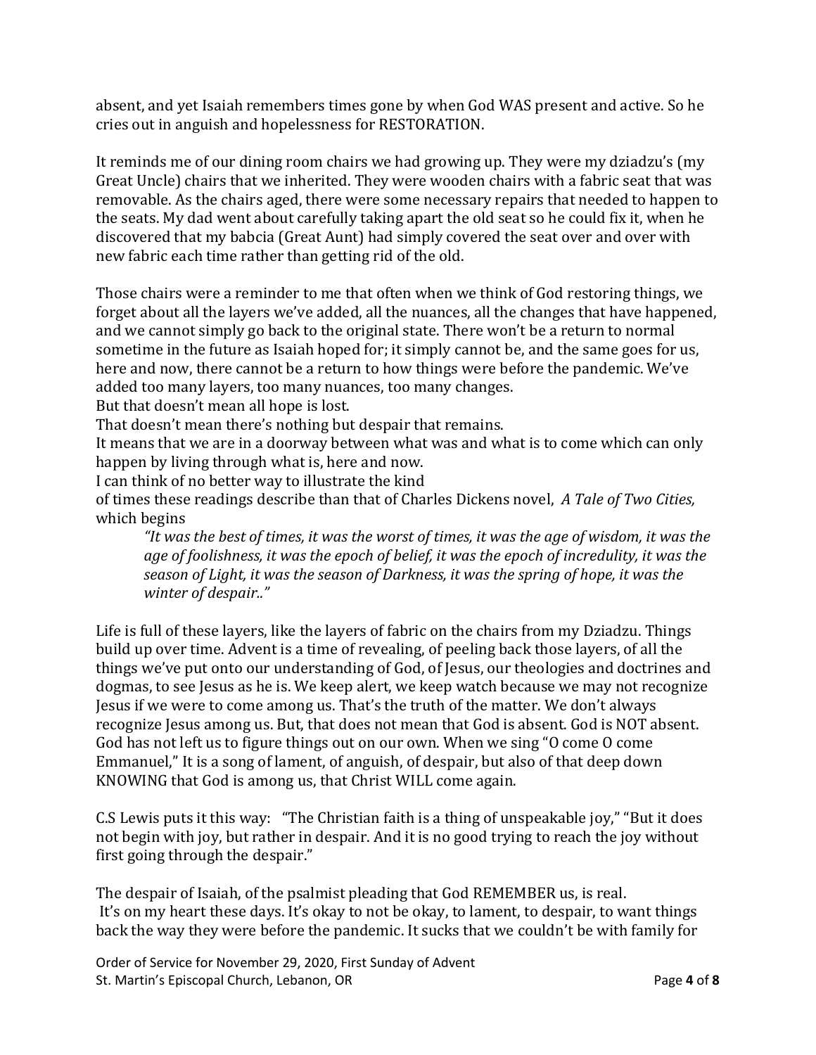absent, and yet Isaiah remembers times gone by when God WAS present and active. So he cries out in anguish and hopelessness for RESTORATION.

It reminds me of our dining room chairs we had growing up. They were my dziadzu's (my Great Uncle) chairs that we inherited. They were wooden chairs with a fabric seat that was removable. As the chairs aged, there were some necessary repairs that needed to happen to the seats. My dad went about carefully taking apart the old seat so he could fix it, when he discovered that my babcia (Great Aunt) had simply covered the seat over and over with new fabric each time rather than getting rid of the old.

Those chairs were a reminder to me that often when we think of God restoring things, we forget about all the layers we've added, all the nuances, all the changes that have happened, and we cannot simply go back to the original state. There won't be a return to normal sometime in the future as Isaiah hoped for; it simply cannot be, and the same goes for us, here and now, there cannot be a return to how things were before the pandemic. We've added too many layers, too many nuances, too many changes.

But that doesn't mean all hope is lost.

That doesn't mean there's nothing but despair that remains.

It means that we are in a doorway between what was and what is to come which can only happen by living through what is, here and now.

I can think of no better way to illustrate the kind of times these readings describe than that of Charles Dickens novel, *A Tale of Two Cities,* which begins

> *"It was the best of times, it was the worst of times, it was the age of wisdom, it was the age of foolishness, it was the epoch of belief, it was the epoch of incredulity, it was the season of Light, it was the season of Darkness, it was the spring of hope, it was the winter of despair.."*

Life is full of these layers, like the layers of fabric on the chairs from my Dziadzu. Things build up over time. Advent is a time of revealing, of peeling back those layers, of all the things we've put onto our understanding of God, of Jesus, our theologies and doctrines and dogmas, to see Jesus as he is. We keep alert, we keep watch because we may not recognize Jesus if we were to come among us. That's the truth of the matter. We don't always recognize Jesus among us. But, that does not mean that God is absent. God is NOT absent. God has not left us to figure things out on our own. When we sing "O come O come Emmanuel," It is a song of lament, of anguish, of despair, but also of that deep down KNOWING that God is among us, that Christ WILL come again.

C.S Lewis puts it this way: "The Christian faith is a thing of unspeakable joy," "But it does not begin with joy, but rather in despair. And it is no good trying to reach the joy without first going through the despair."

The despair of Isaiah, of the psalmist pleading that God REMEMBER us, is real. It's on my heart these days. It's okay to not be okay, to lament, to despair, to want things back the way they were before the pandemic. It sucks that we couldn't be with family for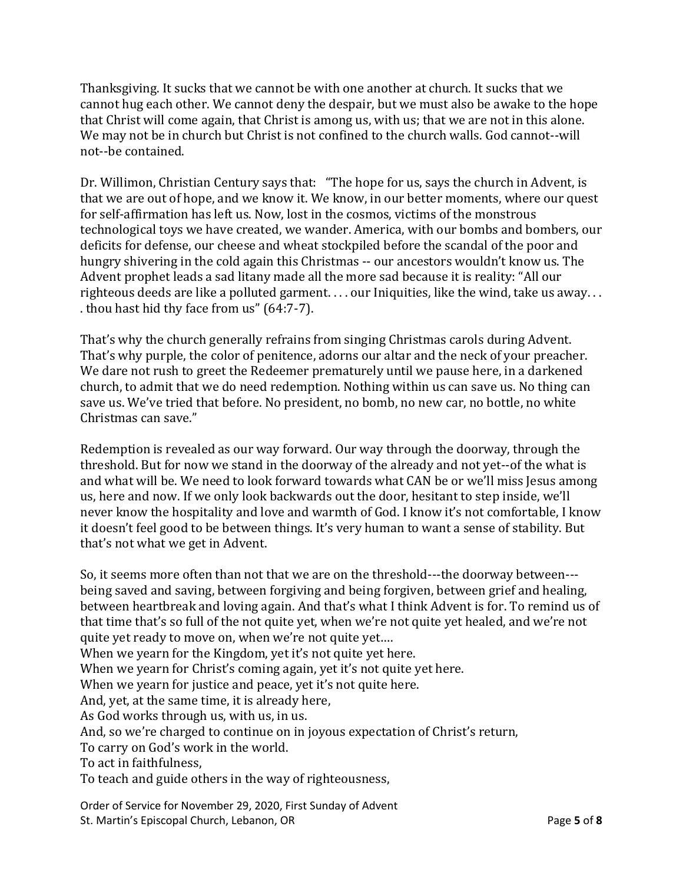Thanksgiving. It sucks that we cannot be with one another at church. It sucks that we cannot hug each other. We cannot deny the despair, but we must also be awake to the hope that Christ will come again, that Christ is among us, with us; that we are not in this alone. We may not be in church but Christ is not confined to the church walls. God cannot--will not--be contained.

Dr. Willimon, Christian Century says that: "The hope for us, says the church in Advent, is that we are out of hope, and we know it. We know, in our better moments, where our quest for self-affirmation has left us. Now, lost in the cosmos, victims of the monstrous technological toys we have created, we wander. America, with our bombs and bombers, our deficits for defense, our cheese and wheat stockpiled before the scandal of the poor and hungry shivering in the cold again this Christmas -- our ancestors wouldn't know us. The Advent prophet leads a sad litany made all the more sad because it is reality: "All our righteous deeds are like a polluted garment. . . . our Iniquities, like the wind, take us away. . . . thou hast hid thy face from us" (64:7-7).

That's why the church generally refrains from singing Christmas carols during Advent. That's why purple, the color of penitence, adorns our altar and the neck of your preacher. We dare not rush to greet the Redeemer prematurely until we pause here, in a darkened church, to admit that we do need redemption. Nothing within us can save us. No thing can save us. We've tried that before. No president, no bomb, no new car, no bottle, no white Christmas can save."

Redemption is revealed as our way forward. Our way through the doorway, through the threshold. But for now we stand in the doorway of the already and not yet--of the what is and what will be. We need to look forward towards what CAN be or we'll miss Jesus among us, here and now. If we only look backwards out the door, hesitant to step inside, we'll never know the hospitality and love and warmth of God. I know it's not comfortable, I know it doesn't feel good to be between things. It's very human to want a sense of stability. But that's not what we get in Advent.

So, it seems more often than not that we are on the threshold---the doorway between---being saved and saving, between forgiving and being forgiven, between grief and healing, between heartbreak and loving again. And that's what I think Advent is for. To remind us of that time that's so full of the not quite yet, when we're not quite yet healed, and we're not quite yet ready to move on, when we're not quite yet….
When we yearn for the Kingdom, yet it's not quite yet here.
When we yearn for Christ's coming again, yet it's not quite yet here.
When we yearn for justice and peace, yet it's not quite here.
And, yet, at the same time, it is already here,
As God works through us, with us, in us.
And, so we're charged to continue on in joyous expectation of Christ's return,
To carry on God's work in the world.
To act in faithfulness,
To teach and guide others in the way of righteousness,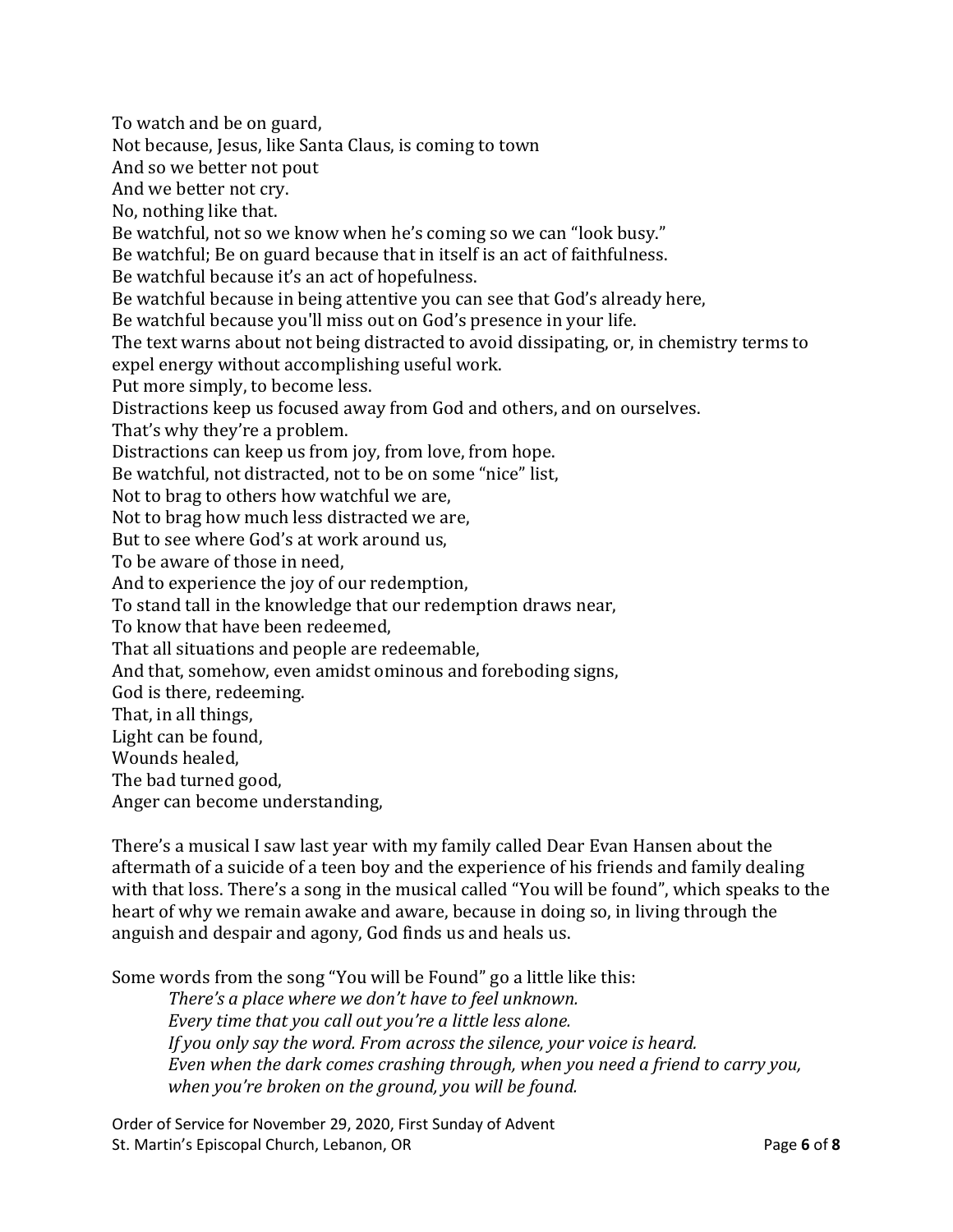To watch and be on guard,
Not because, Jesus, like Santa Claus, is coming to town
And so we better not pout
And we better not cry.
No, nothing like that.
Be watchful, not so we know when he's coming so we can "look busy."
Be watchful; Be on guard because that in itself is an act of faithfulness.
Be watchful because it's an act of hopefulness.
Be watchful because in being attentive you can see that God's already here,
Be watchful because you'll miss out on God's presence in your life.
The text warns about not being distracted to avoid dissipating, or, in chemistry terms to expel energy without accomplishing useful work.
Put more simply, to become less.
Distractions keep us focused away from God and others, and on ourselves.
That's why they're a problem.
Distractions can keep us from joy, from love, from hope.
Be watchful, not distracted, not to be on some "nice" list,
Not to brag to others how watchful we are,
Not to brag how much less distracted we are,
But to see where God's at work around us,
To be aware of those in need,
And to experience the joy of our redemption,
To stand tall in the knowledge that our redemption draws near,
To know that have been redeemed,
That all situations and people are redeemable,
And that, somehow, even amidst ominous and foreboding signs,
God is there, redeeming.
That, in all things,
Light can be found,
Wounds healed,
The bad turned good,
Anger can become understanding,

There's a musical I saw last year with my family called Dear Evan Hansen about the aftermath of a suicide of a teen boy and the experience of his friends and family dealing with that loss. There's a song in the musical called "You will be found", which speaks to the heart of why we remain awake and aware, because in doing so, in living through the anguish and despair and agony, God finds us and heals us.

Some words from the song "You will be Found" go a little like this:

> *There's a place where we don't have to feel unknown.*
> *Every time that you call out you're a little less alone.*
> *If you only say the word. From across the silence, your voice is heard.*
> *Even when the dark comes crashing through, when you need a friend to carry you, when you're broken on the ground, you will be found.*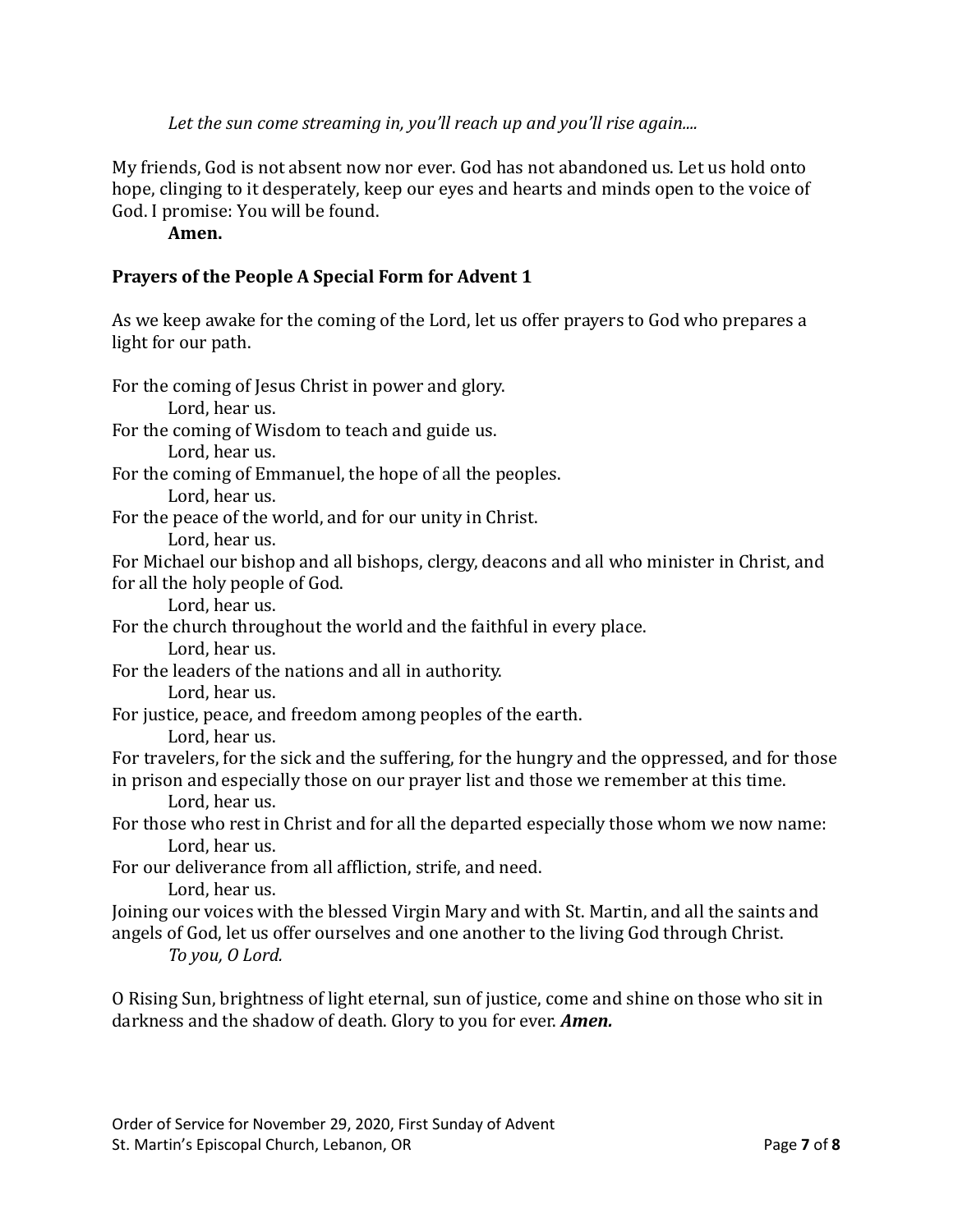*Let the sun come streaming in, you'll reach up and you'll rise again....*

My friends, God is not absent now nor ever. God has not abandoned us. Let us hold onto hope, clinging to it desperately, keep our eyes and hearts and minds open to the voice of God. I promise: You will be found.

**Amen.**

**Prayers of the People A Special Form for Advent 1**

As we keep awake for the coming of the Lord, let us offer prayers to God who prepares a light for our path.

For the coming of Jesus Christ in power and glory.
Lord, hear us.
For the coming of Wisdom to teach and guide us.
Lord, hear us.
For the coming of Emmanuel, the hope of all the peoples.
Lord, hear us.
For the peace of the world, and for our unity in Christ.
Lord, hear us.
For Michael our bishop and all bishops, clergy, deacons and all who minister in Christ, and for all the holy people of God.
Lord, hear us.
For the church throughout the world and the faithful in every place.
Lord, hear us.
For the leaders of the nations and all in authority.
Lord, hear us.
For justice, peace, and freedom among peoples of the earth.
Lord, hear us.
For travelers, for the sick and the suffering, for the hungry and the oppressed, and for those in prison and especially those on our prayer list and those we remember at this time.
Lord, hear us.
For those who rest in Christ and for all the departed especially those whom we now name:
Lord, hear us.
For our deliverance from all affliction, strife, and need.
Lord, hear us.
Joining our voices with the blessed Virgin Mary and with St. Martin, and all the saints and angels of God, let us offer ourselves and one another to the living God through Christ.
*To you, O Lord.*

O Rising Sun, brightness of light eternal, sun of justice, come and shine on those who sit in darkness and the shadow of death. Glory to you for ever. ***Amen.***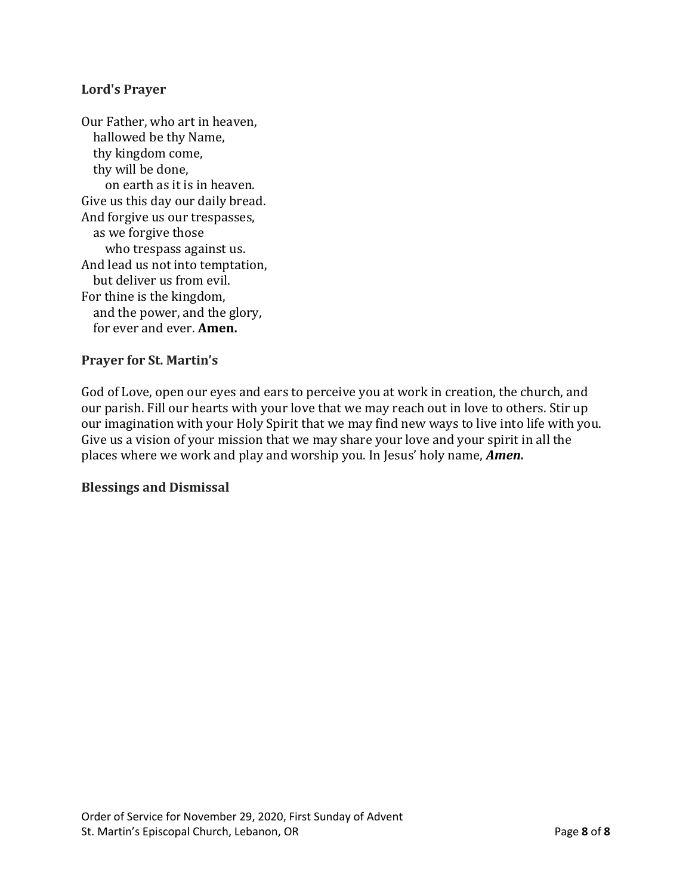### Lord's Prayer

Our Father, who art in heaven,
hallowed be thy Name,
thy kingdom come,
thy will be done,
on earth as it is in heaven.
Give us this day our daily bread.
And forgive us our trespasses,
as we forgive those
who trespass against us.
And lead us not into temptation,
but deliver us from evil.
For thine is the kingdom,
and the power, and the glory,
for ever and ever. **Amen.**

### Prayer for St. Martin's

God of Love, open our eyes and ears to perceive you at work in creation, the church, and our parish. Fill our hearts with your love that we may reach out in love to others. Stir up our imagination with your Holy Spirit that we may find new ways to live into life with you. Give us a vision of your mission that we may share your love and your spirit in all the places where we work and play and worship you. In Jesus' holy name, ***Amen.***

### Blessings and Dismissal